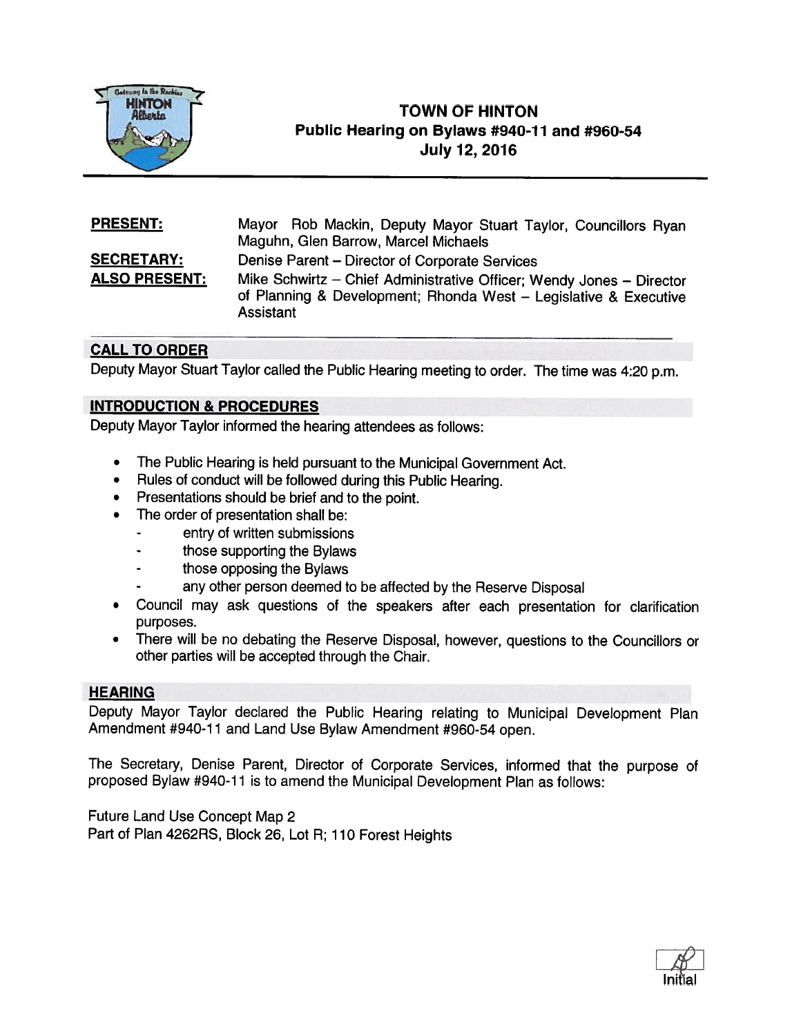# TOWN OF HINTON

## Public Hearing on Bylaws #940-11 and #960-54

### July 12, 2016

**PRESENT:** Mayor Rob Mackin, Deputy Mayor Stuart Taylor, Councillors Ryan Maguhn, Glen Barrow, Marcel Michaels

**SECRETARY:** Denise Parent – Director of Corporate Services

**ALSO PRESENT:** Mike Schwirtz – Chief Administrative Officer; Wendy Jones – Director of Planning & Development; Rhonda West – Legislative & Executive Assistant

## CALL TO ORDER

Deputy Mayor Stuart Taylor called the Public Hearing meeting to order. The time was 4:20 p.m.

## INTRODUCTION & PROCEDURES

Deputy Mayor Taylor informed the hearing attendees as follows:

- The Public Hearing is held pursuant to the Municipal Government Act.
- Rules of conduct will be followed during this Public Hearing.
- Presentations should be brief and to the point.
- The order of presentation shall be:
  - entry of written submissions
  - those supporting the Bylaws
  - those opposing the Bylaws
  - any other person deemed to be affected by the Reserve Disposal
- Council may ask questions of the speakers after each presentation for clarification purposes.
- There will be no debating the Reserve Disposal, however, questions to the Councillors or other parties will be accepted through the Chair.

## HEARING

Deputy Mayor Taylor declared the Public Hearing relating to Municipal Development Plan Amendment #940-11 and Land Use Bylaw Amendment #960-54 open.

The Secretary, Denise Parent, Director of Corporate Services, informed that the purpose of proposed Bylaw #940-11 is to amend the Municipal Development Plan as follows:

Future Land Use Concept Map 2
Part of Plan 4262RS, Block 26, Lot R; 110 Forest Heights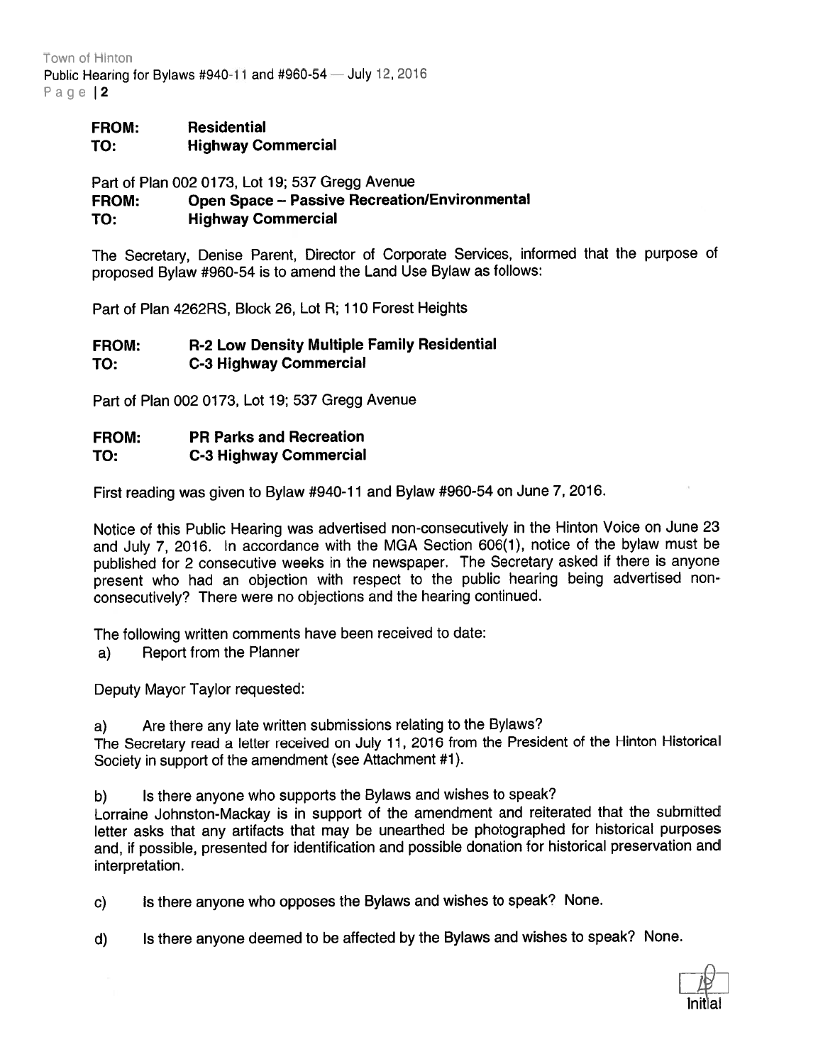**FROM:** **Residential**
**TO:** **Highway Commercial**

Part of Plan 002 0173, Lot 19; 537 Gregg Avenue
**FROM:** **Open Space – Passive Recreation/Environmental**
**TO:** **Highway Commercial**

The Secretary, Denise Parent, Director of Corporate Services, informed that the purpose of proposed Bylaw #960-54 is to amend the Land Use Bylaw as follows:

Part of Plan 4262RS, Block 26, Lot R; 110 Forest Heights

**FROM:** **R-2 Low Density Multiple Family Residential**
**TO:** **C-3 Highway Commercial**

Part of Plan 002 0173, Lot 19; 537 Gregg Avenue

**FROM:** **PR Parks and Recreation**
**TO:** **C-3 Highway Commercial**

First reading was given to Bylaw #940-11 and Bylaw #960-54 on June 7, 2016.

Notice of this Public Hearing was advertised non-consecutively in the Hinton Voice on June 23 and July 7, 2016. In accordance with the MGA Section 606(1), notice of the bylaw must be published for 2 consecutive weeks in the newspaper. The Secretary asked if there is anyone present who had an objection with respect to the public hearing being advertised non-consecutively? There were no objections and the hearing continued.

The following written comments have been received to date:
a) Report from the Planner

Deputy Mayor Taylor requested:

a) Are there any late written submissions relating to the Bylaws?
The Secretary read a letter received on July 11, 2016 from the President of the Hinton Historical Society in support of the amendment (see Attachment #1).

b) Is there anyone who supports the Bylaws and wishes to speak?
Lorraine Johnston-Mackay is in support of the amendment and reiterated that the submitted letter asks that any artifacts that may be unearthed be photographed for historical purposes and, if possible, presented for identification and possible donation for historical preservation and interpretation.

c) Is there anyone who opposes the Bylaws and wishes to speak? None.

d) Is there anyone deemed to be affected by the Bylaws and wishes to speak? None.

Initial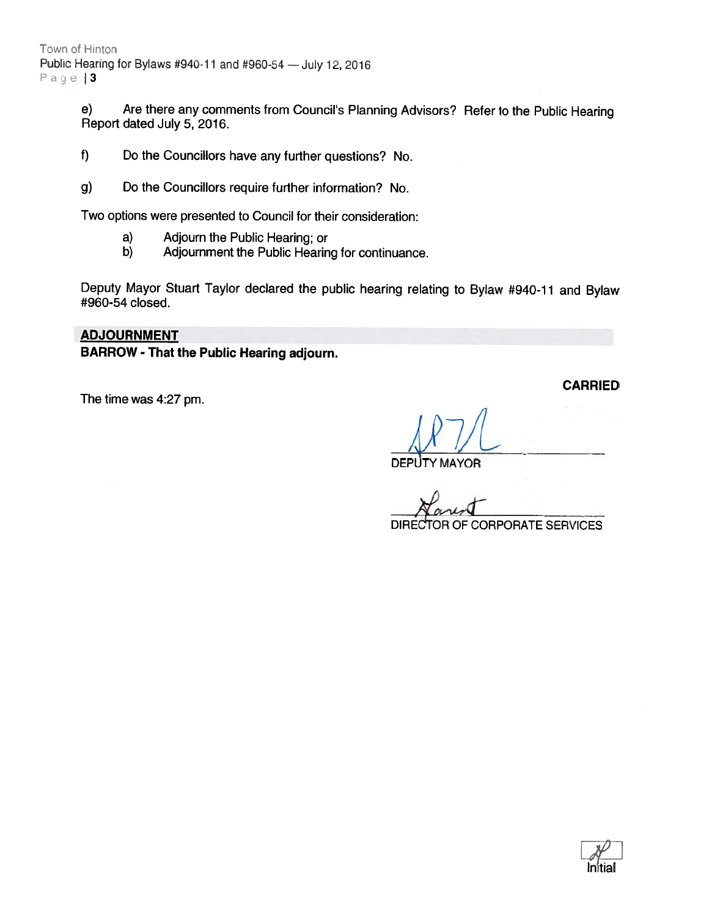e) Are there any comments from Council's Planning Advisors? Refer to the Public Hearing Report dated July 5, 2016.

f) Do the Councillors have any further questions? No.

g) Do the Councillors require further information? No.

Two options were presented to Council for their consideration:

a) Adjourn the Public Hearing; or
b) Adjournment the Public Hearing for continuance.

Deputy Mayor Stuart Taylor declared the public hearing relating to Bylaw #940-11 and Bylaw #960-54 closed.

## ADJOURNMENT

**BARROW - That the Public Hearing adjourn.**

**CARRIED**

The time was 4:27 pm.

DEPUTY MAYOR

DIRECTOR OF CORPORATE SERVICES

Initial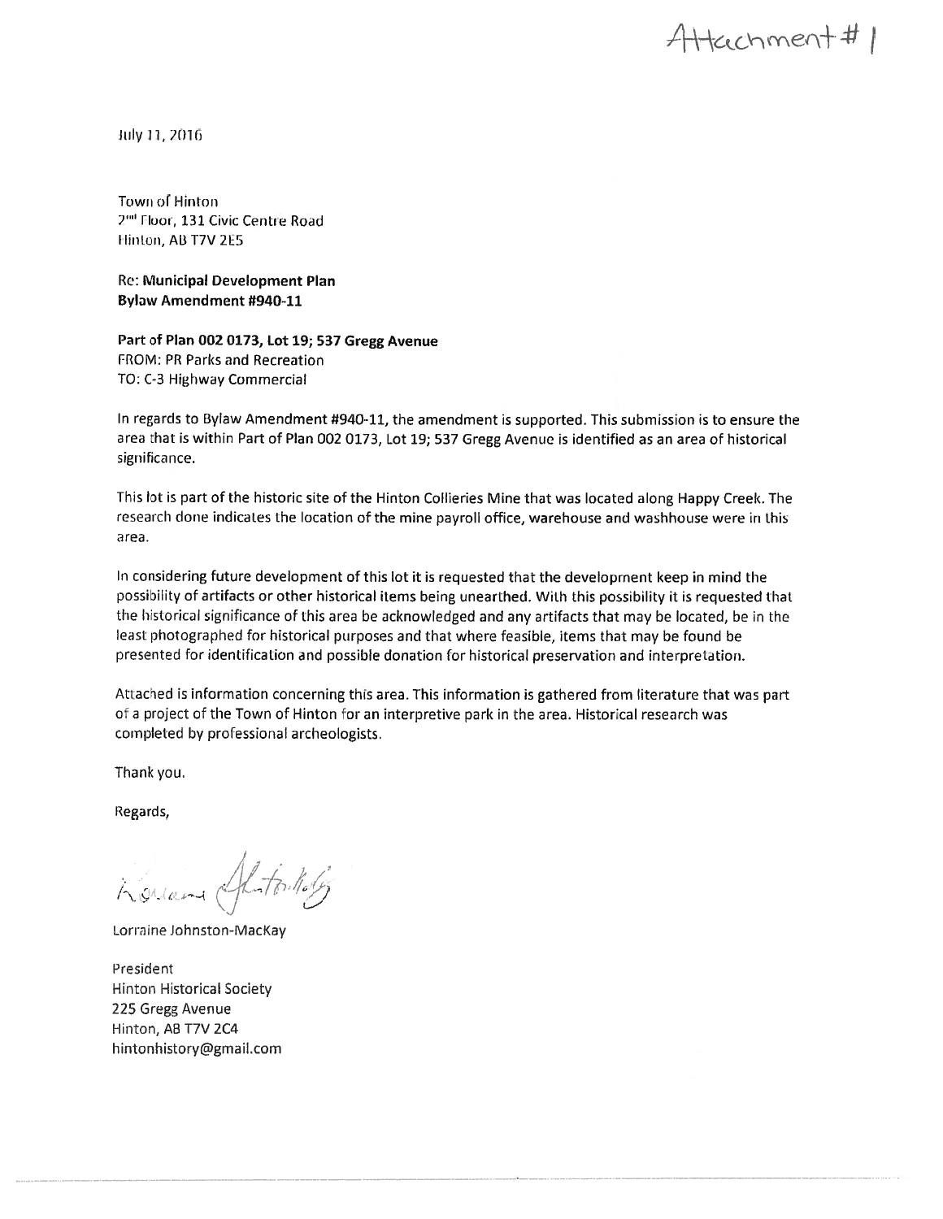Attachment # 1

July 11, 2016

Town of Hinton
2nd Floor, 131 Civic Centre Road
Hinton, AB T7V 2E5

**Re: Municipal Development Plan**
**Bylaw Amendment #940-11**

**Part of Plan 002 0173, Lot 19; 537 Gregg Avenue**
FROM: PR Parks and Recreation
TO: C-3 Highway Commercial

In regards to Bylaw Amendment #940-11, the amendment is supported. This submission is to ensure the area that is within Part of Plan 002 0173, Lot 19; 537 Gregg Avenue is identified as an area of historical significance.

This lot is part of the historic site of the Hinton Collieries Mine that was located along Happy Creek. The research done indicates the location of the mine payroll office, warehouse and washhouse were in this area.

In considering future development of this lot it is requested that the development keep in mind the possibility of artifacts or other historical items being unearthed. With this possibility it is requested that the historical significance of this area be acknowledged and any artifacts that may be located, be in the least photographed for historical purposes and that where feasible, items that may be found be presented for identification and possible donation for historical preservation and interpretation.

Attached is information concerning this area. This information is gathered from literature that was part of a project of the Town of Hinton for an interpretive park in the area. Historical research was completed by professional archeologists.

Thank you.

Regards,

Lorraine Johnston-MacKay

President
Hinton Historical Society
225 Gregg Avenue
Hinton, AB T7V 2C4
hintonhistory@gmail.com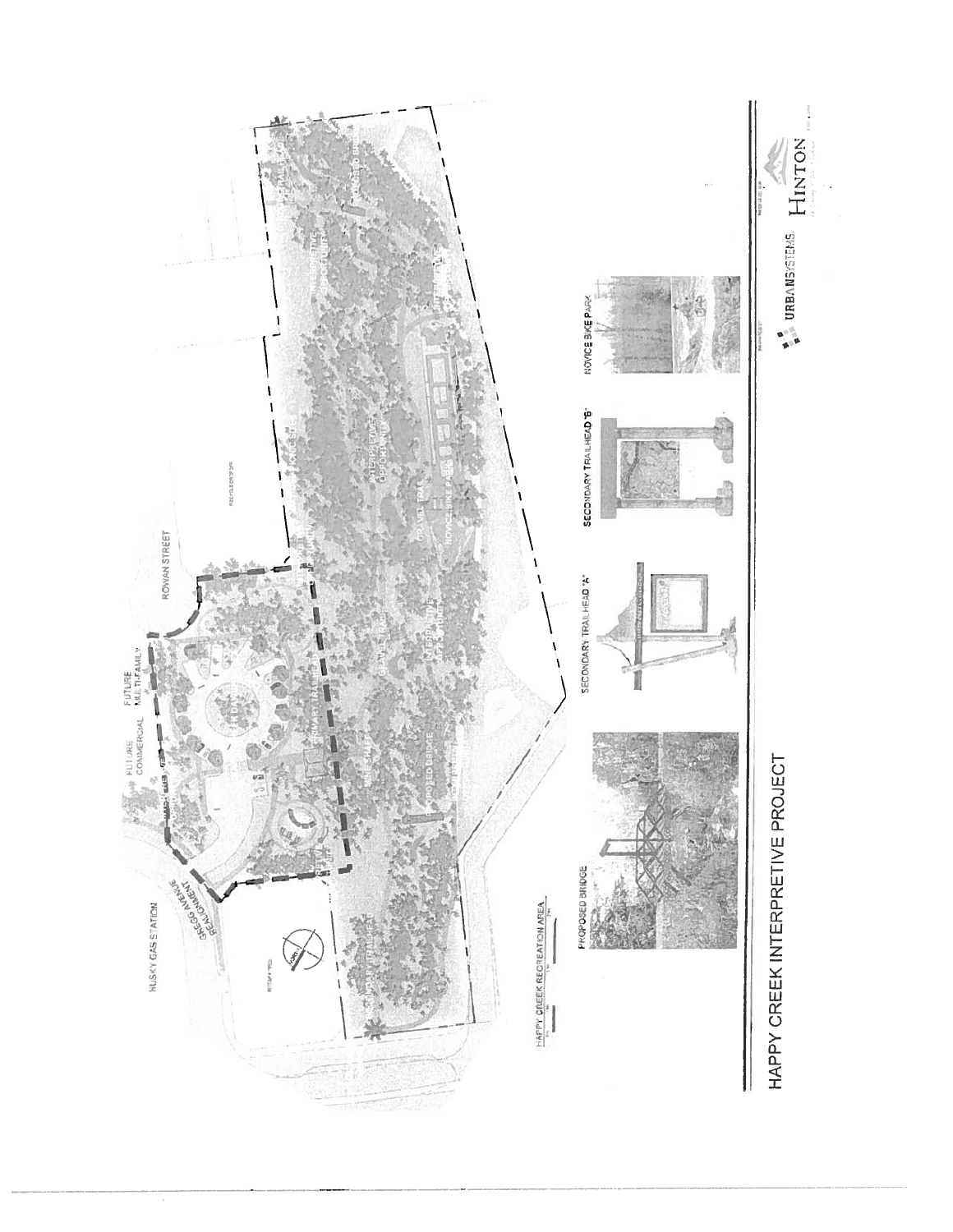# HAPPY CREEK INTERPRETIVE PROJECT

HAPPY CREEK RECREATION AREA

HUSKY GAS STATION

GREGG AVENUE REALIGNMENT

FUTURE COMMERCIAL

FUTURE MULTI-FAMILY

ROWAN STREET

PRIMARY TRAIL

GRAVEL TRAIL

PROPOSED BRIDGE

INTERPRETIVE OPPORTUNITY

NOVICE BIKE PARK

PROPOSED BRIDGE

SECONDARY TRAILHEAD "A"

SECONDARY TRAILHEAD "B"

NOVICE BIKE PARK

URBANSYSTEMS

HINTON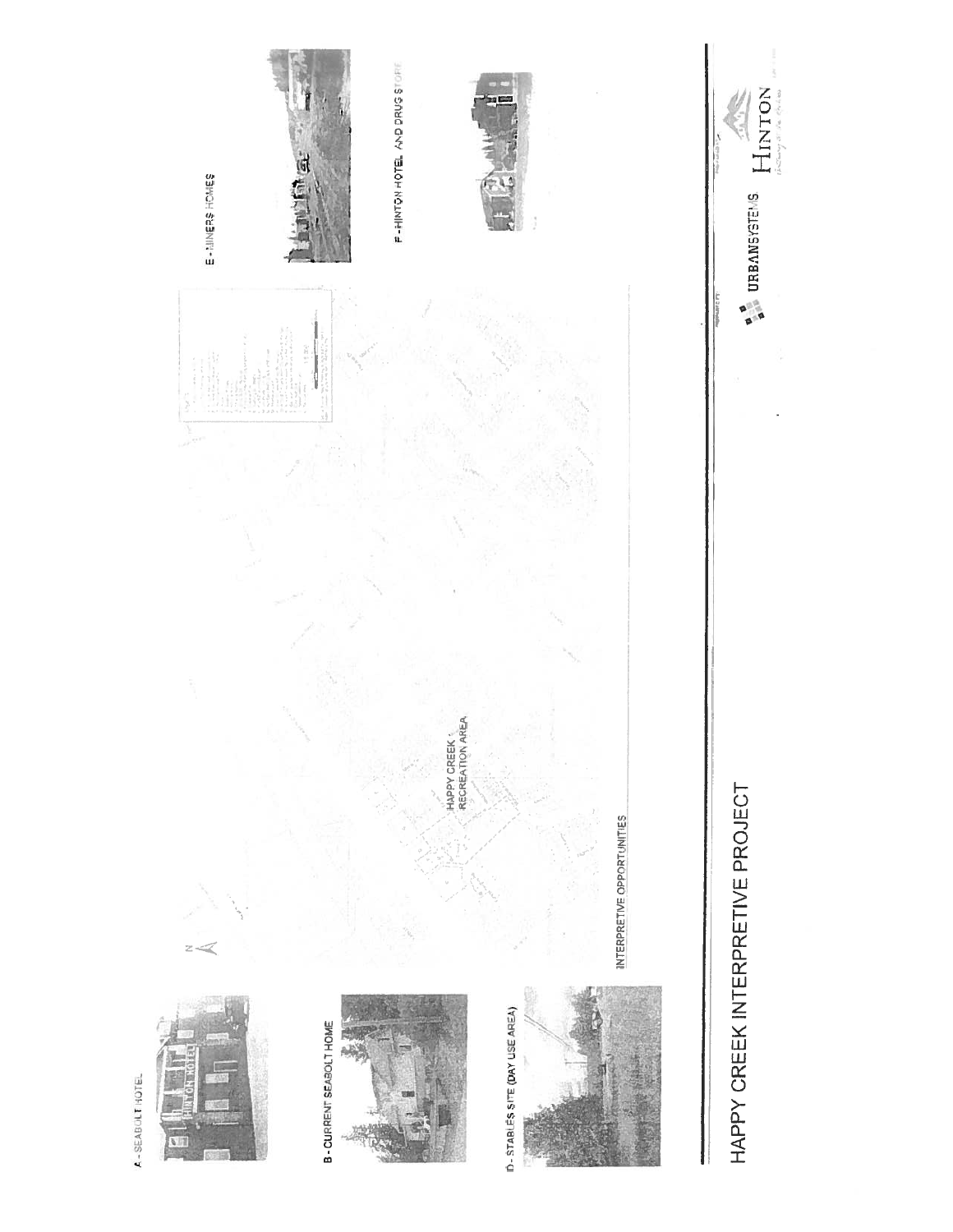# HAPPY CREEK INTERPRETIVE PROJECT

A - SEABOLT HOTEL

B - CURRENT SEABOLT HOME

D - STABLES SITE (DAY USE AREA)

E - MINERS HOMES

F - HINTON HOTEL AND DRUG STORE

HAPPY CREEK RECREATION AREA

INTERPRETIVE OPPORTUNITIES

URBANSYSTEMS

HINTON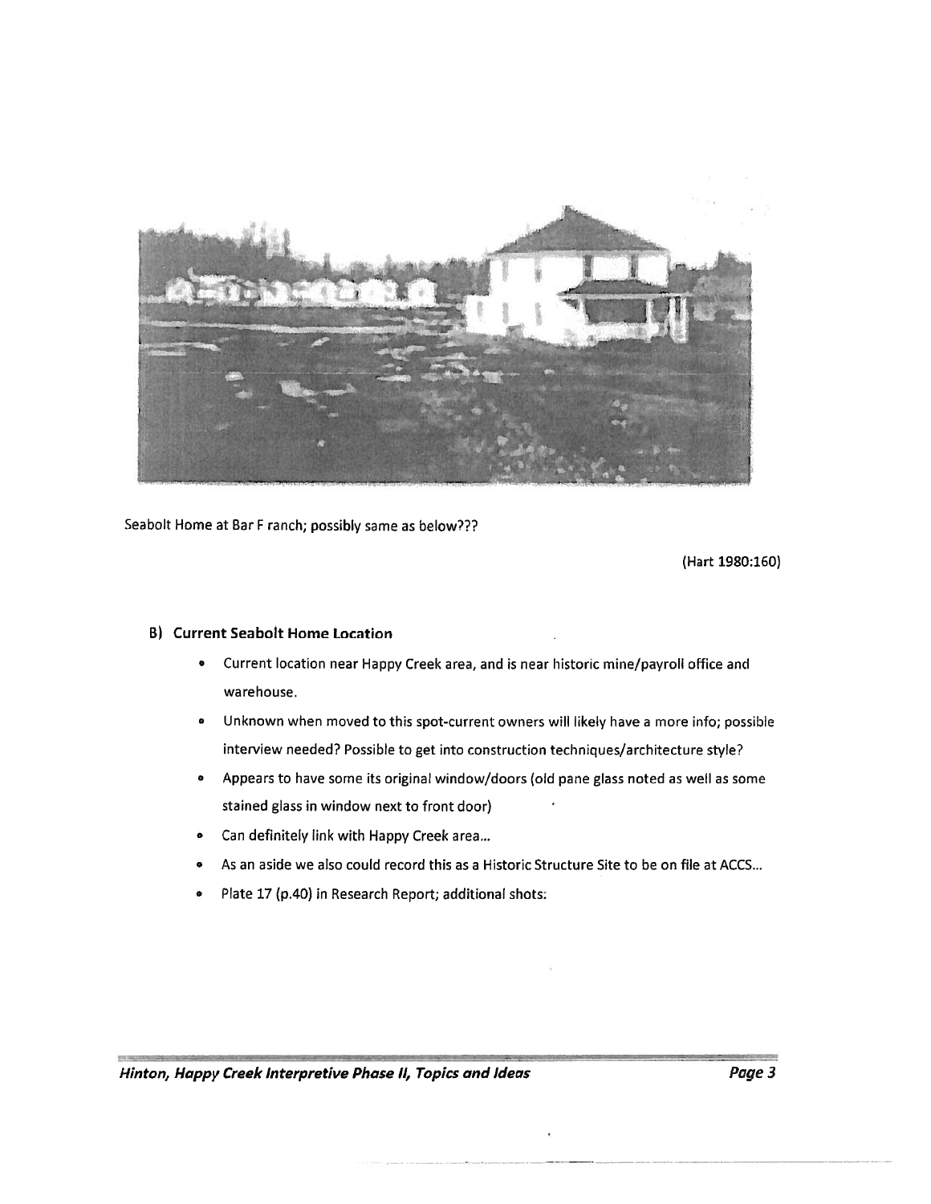Seabolt Home at Bar F ranch; possibly same as below???

(Hart 1980:160)

### B) Current Seabolt Home Location

- Current location near Happy Creek area, and is near historic mine/payroll office and warehouse.
- Unknown when moved to this spot-current owners will likely have a more info; possible interview needed? Possible to get into construction techniques/architecture style?
- Appears to have some its original window/doors (old pane glass noted as well as some stained glass in window next to front door)
- Can definitely link with Happy Creek area…
- As an aside we also could record this as a Historic Structure Site to be on file at ACCS…
- Plate 17 (p.40) in Research Report; additional shots: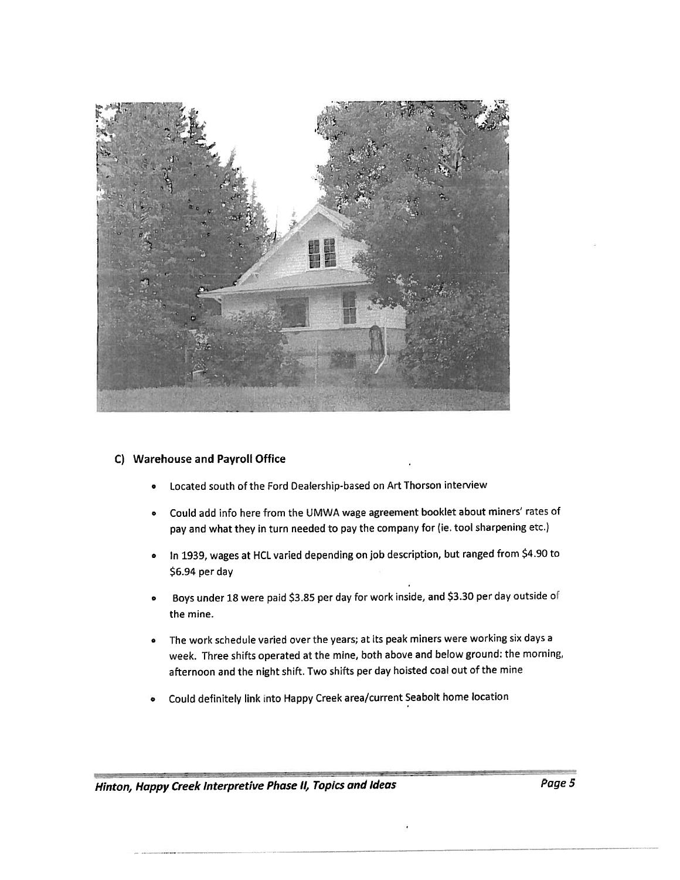### C) Warehouse and Payroll Office

- Located south of the Ford Dealership-based on Art Thorson interview
- Could add info here from the UMWA wage agreement booklet about miners' rates of pay and what they in turn needed to pay the company for (ie. tool sharpening etc.)
- In 1939, wages at HCL varied depending on job description, but ranged from $4.90 to $6.94 per day
- Boys under 18 were paid $3.85 per day for work inside, and $3.30 per day outside of the mine.
- The work schedule varied over the years; at its peak miners were working six days a week. Three shifts operated at the mine, both above and below ground: the morning, afternoon and the night shift. Two shifts per day hoisted coal out of the mine
- Could definitely link into Happy Creek area/current Seabolt home location